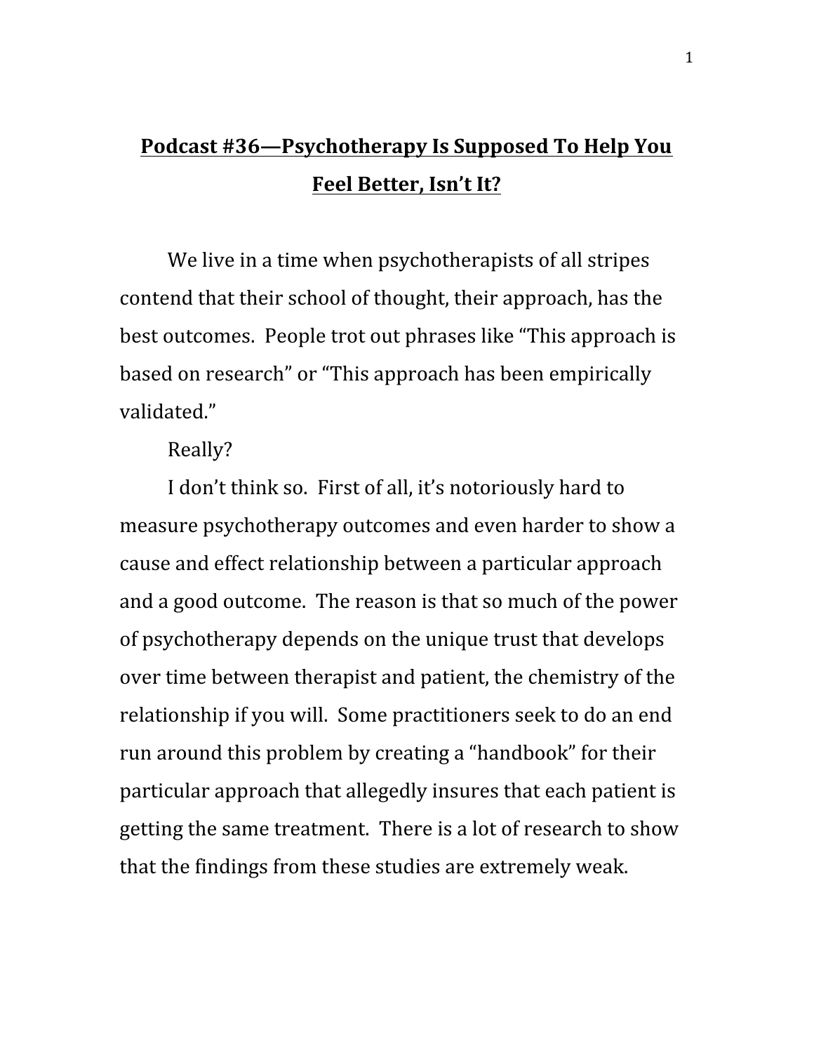# **Podcast #36—Psychotherapy Is Supposed To Help You Feel Better, Isn't It?**

We live in a time when psychotherapists of all stripes contend that their school of thought, their approach, has the best outcomes. People trot out phrases like "This approach is based on research" or "This approach has been empirically validated."

Really?

I don't think so. First of all, it's notoriously hard to measure psychotherapy outcomes and even harder to show a cause and effect relationship between a particular approach and a good outcome. The reason is that so much of the power of psychotherapy depends on the unique trust that develops over time between therapist and patient, the chemistry of the relationship if you will. Some practitioners seek to do an end run around this problem by creating a "handbook" for their particular approach that allegedly insures that each patient is getting the same treatment. There is a lot of research to show that the findings from these studies are extremely weak.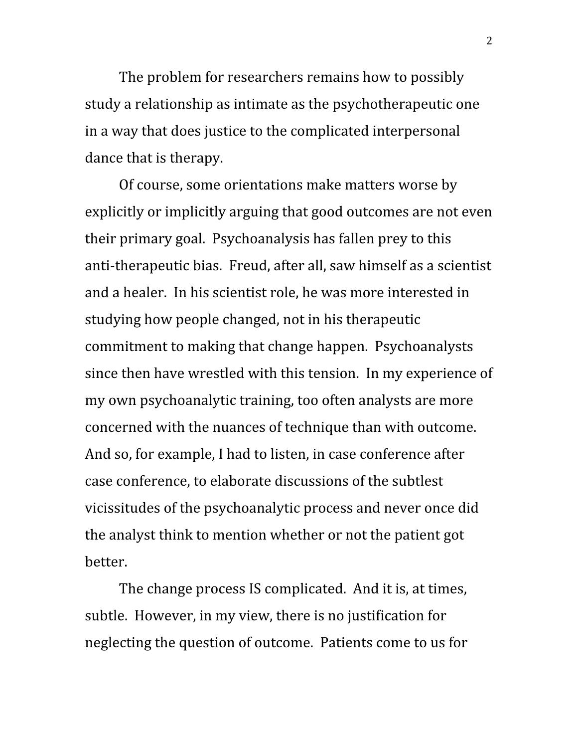The problem for researchers remains how to possibly study a relationship as intimate as the psychotherapeutic one in a way that does justice to the complicated interpersonal dance that is therapy.

Of course, some orientations make matters worse by explicitly or implicitly arguing that good outcomes are not even their primary goal. Psychoanalysis has fallen prey to this anti-therapeutic bias. Freud, after all, saw himself as a scientist and a healer. In his scientist role, he was more interested in studying how people changed, not in his therapeutic commitment to making that change happen. Psychoanalysts since then have wrestled with this tension. In my experience of my own psychoanalytic training, too often analysts are more concerned with the nuances of technique than with outcome. And so, for example, I had to listen, in case conference after case conference, to elaborate discussions of the subtlest vicissitudes of the psychoanalytic process and never once did the analyst think to mention whether or not the patient got better.

The change process IS complicated. And it is, at times, subtle. However, in my view, there is no justification for neglecting the question of outcome. Patients come to us for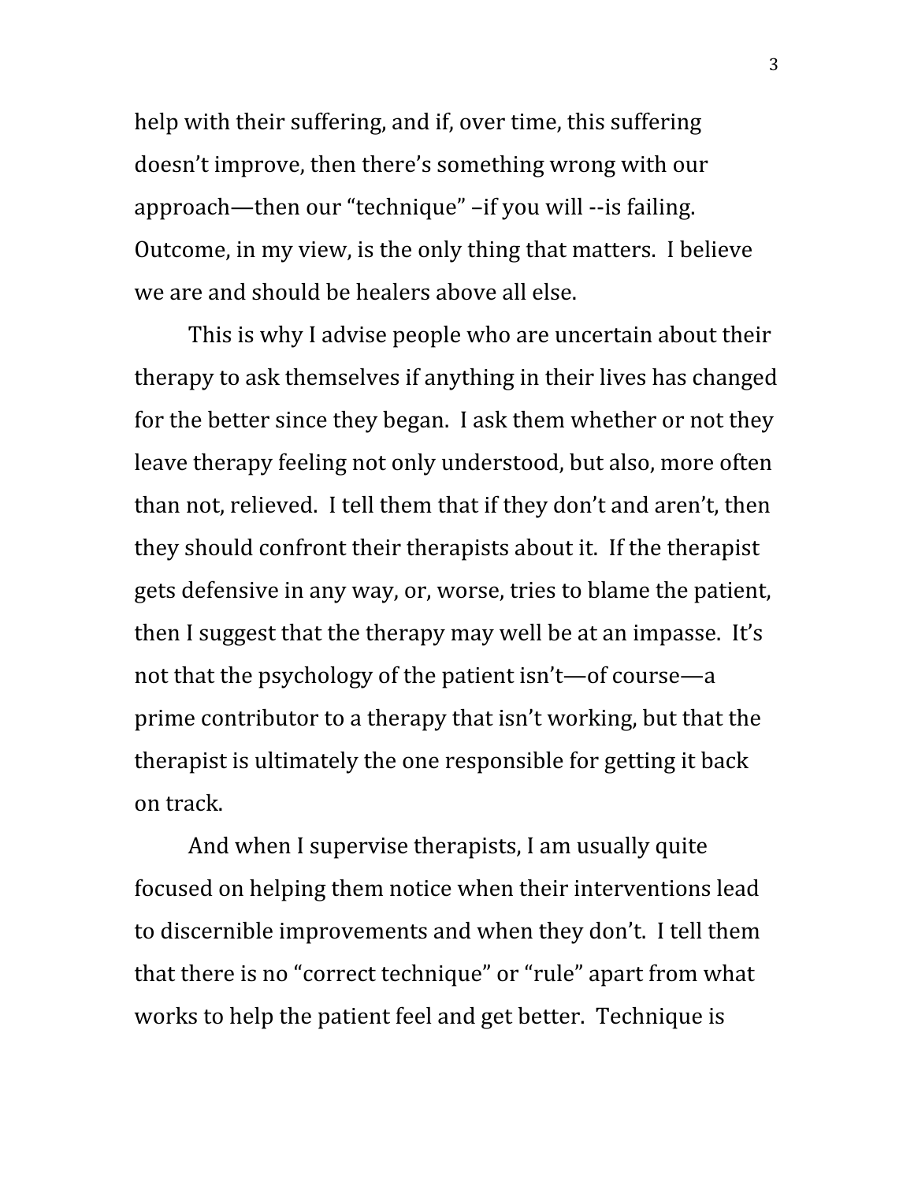help with their suffering, and if, over time, this suffering doesn't improve, then there's something wrong with our approach—then our "technique" –if you will --is failing. Outcome, in my view, is the only thing that matters. I believe we are and should be healers above all else.

This is why I advise people who are uncertain about their therapy to ask themselves if anything in their lives has changed for the better since they began. I ask them whether or not they leave therapy feeling not only understood, but also, more often than not, relieved. I tell them that if they don't and aren't, then they should confront their therapists about it. If the therapist gets defensive in any way, or, worse, tries to blame the patient, then I suggest that the therapy may well be at an impasse. It's not that the psychology of the patient isn't—of course—a prime contributor to a therapy that isn't working, but that the therapist is ultimately the one responsible for getting it back on track.

And when I supervise therapists, I am usually quite focused on helping them notice when their interventions lead to discernible improvements and when they don't. I tell them that there is no "correct technique" or "rule" apart from what works to help the patient feel and get better. Technique is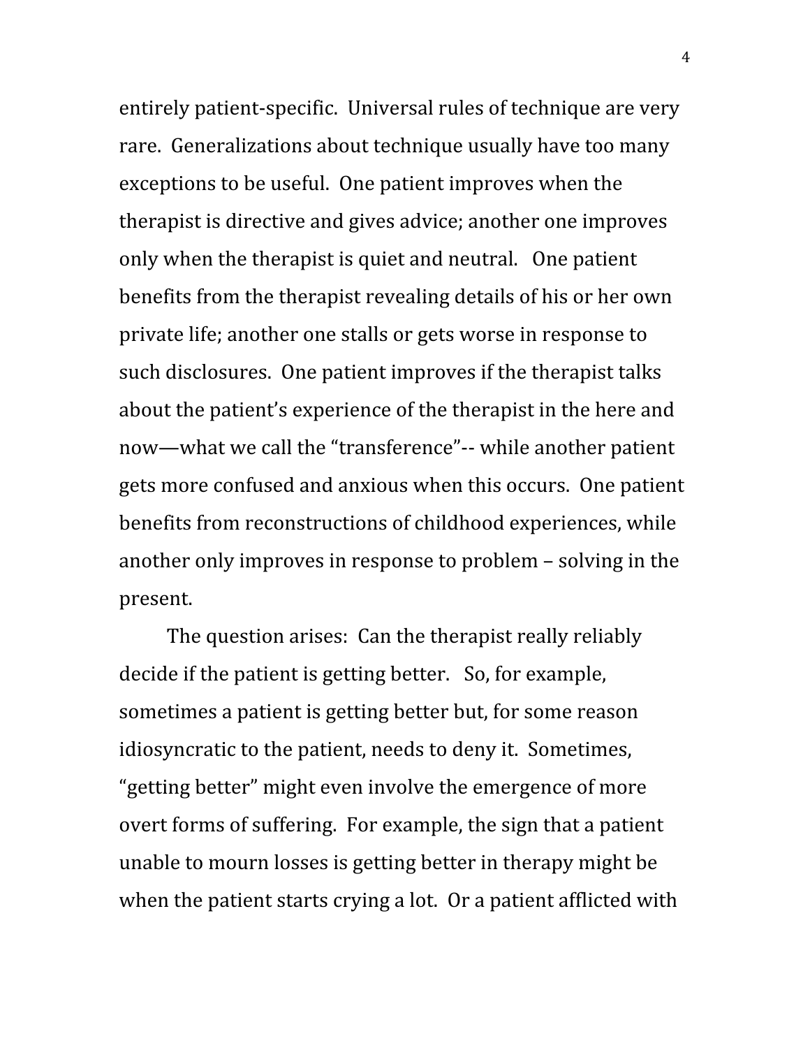entirely patient-specific. Universal rules of technique are very rare. Generalizations about technique usually have too many exceptions to be useful. One patient improves when the therapist is directive and gives advice; another one improves only when the therapist is quiet and neutral. One patient benefits from the therapist revealing details of his or her own private life; another one stalls or gets worse in response to such disclosures. One patient improves if the therapist talks about the patient's experience of the therapist in the here and now—what we call the "transference"-- while another patient gets more confused and anxious when this occurs. One patient benefits from reconstructions of childhood experiences, while another only improves in response to problem – solving in the present.

The question arises: Can the therapist really reliably decide if the patient is getting better. So, for example, sometimes a patient is getting better but, for some reason idiosyncratic to the patient, needs to deny it. Sometimes, "getting better" might even involve the emergence of more overt forms of suffering. For example, the sign that a patient unable to mourn losses is getting better in therapy might be when the patient starts crying a lot. Or a patient afflicted with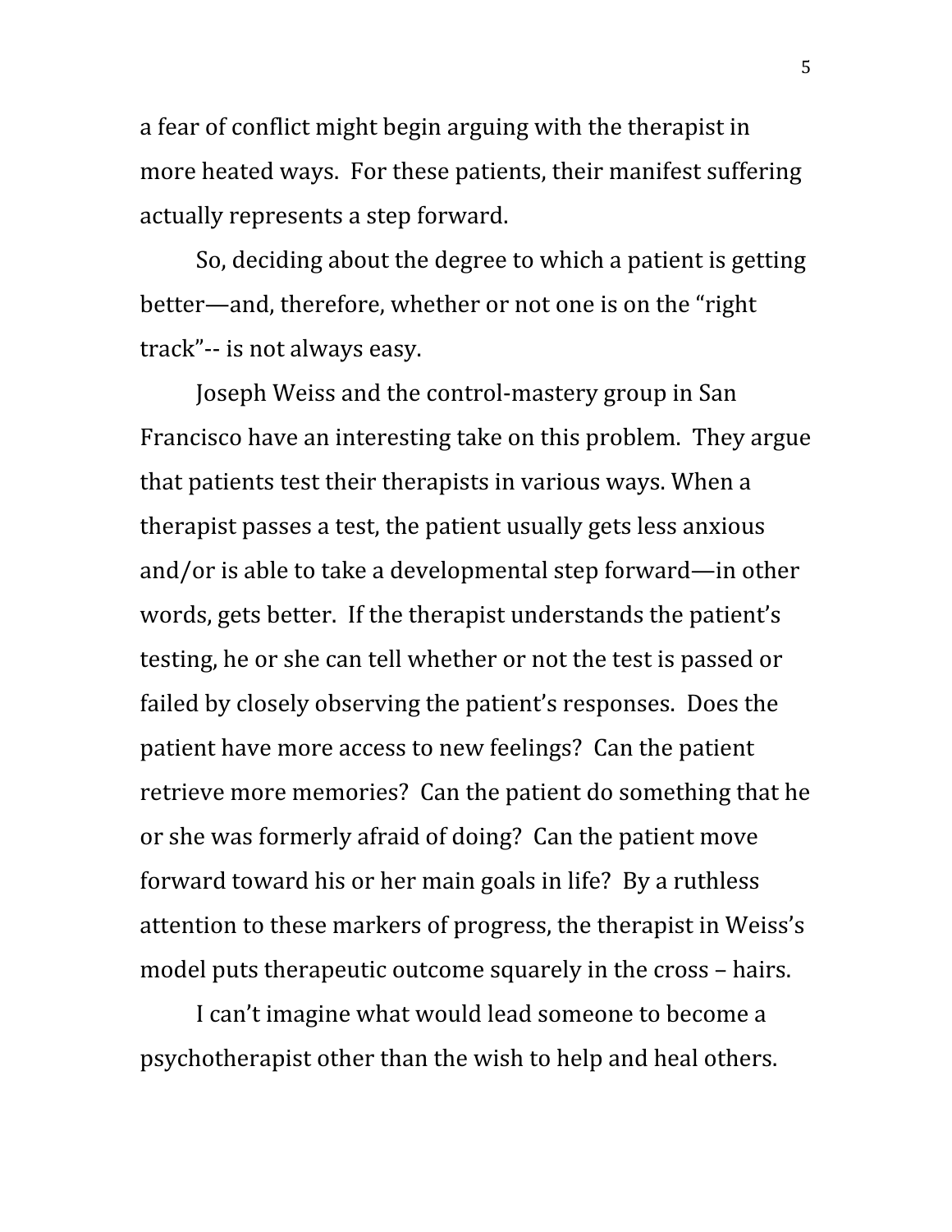a fear of conflict might begin arguing with the therapist in more heated ways. For these patients, their manifest suffering actually represents a step forward.

So, deciding about the degree to which a patient is getting better—and, therefore, whether or not one is on the "right track"-- is not always easy.

Joseph Weiss and the control-mastery group in San Francisco have an interesting take on this problem. They argue that patients test their therapists in various ways. When a therapist passes a test, the patient usually gets less anxious and/or is able to take a developmental step forward—in other words, gets better. If the therapist understands the patient's testing, he or she can tell whether or not the test is passed or failed by closely observing the patient's responses. Does the patient have more access to new feelings? Can the patient retrieve more memories? Can the patient do something that he or she was formerly afraid of doing? Can the patient move forward toward his or her main goals in life? By a ruthless attention to these markers of progress, the therapist in Weiss's model puts therapeutic outcome squarely in the cross – hairs.

I can't imagine what would lead someone to become a psychotherapist other than the wish to help and heal others.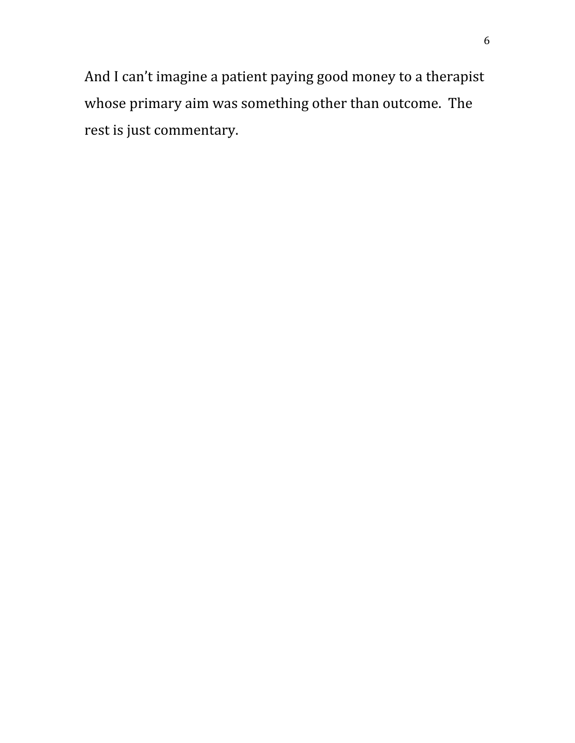And I can't imagine a patient paying good money to a therapist whose primary aim was something other than outcome. The rest is just commentary.